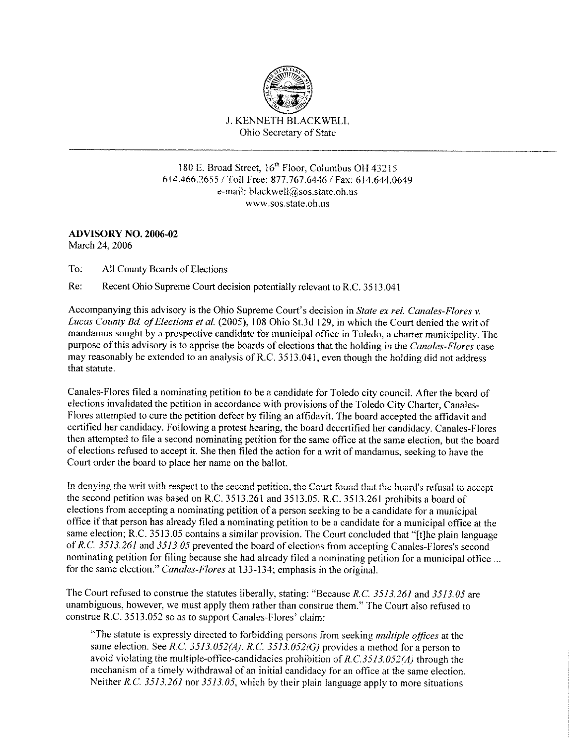J. KENNETH BLACKWELL
Ohio Secretary of State

180 E. Broad Street, 16th Floor, Columbus OH 43215
614.466.2655 / Toll Free: 877.767.6446 / Fax: 614.644.0649
e-mail: blackwell@sos.state.oh.us
www.sos.state.oh.us

**ADVISORY NO. 2006-02**
March 24, 2006

To: All County Boards of Elections

Re: Recent Ohio Supreme Court decision potentially relevant to R.C. 3513.041

Accompanying this advisory is the Ohio Supreme Court's decision in *State ex rel. Canales-Flores v. Lucas County Bd. of Elections et al.* (2005), 108 Ohio St.3d 129, in which the Court denied the writ of mandamus sought by a prospective candidate for municipal office in Toledo, a charter municipality. The purpose of this advisory is to apprise the boards of elections that the holding in the *Canales-Flores* case may reasonably be extended to an analysis of R.C. 3513.041, even though the holding did not address that statute.

Canales-Flores filed a nominating petition to be a candidate for Toledo city council. After the board of elections invalidated the petition in accordance with provisions of the Toledo City Charter, Canales-Flores attempted to cure the petition defect by filing an affidavit. The board accepted the affidavit and certified her candidacy. Following a protest hearing, the board decertified her candidacy. Canales-Flores then attempted to file a second nominating petition for the same office at the same election, but the board of elections refused to accept it. She then filed the action for a writ of mandamus, seeking to have the Court order the board to place her name on the ballot.

In denying the writ with respect to the second petition, the Court found that the board's refusal to accept the second petition was based on R.C. 3513.261 and 3513.05. R.C. 3513.261 prohibits a board of elections from accepting a nominating petition of a person seeking to be a candidate for a municipal office if that person has already filed a nominating petition to be a candidate for a municipal office at the same election; R.C. 3513.05 contains a similar provision. The Court concluded that "[t]he plain language of *R.C. 3513.261* and *3513.05* prevented the board of elections from accepting Canales-Flores's second nominating petition for filing because she had already filed a nominating petition for a municipal office ... for the same election." *Canales-Flores* at 133-134; emphasis in the original.

The Court refused to construe the statutes liberally, stating: "Because *R.C. 3513.261* and *3513.05* are unambiguous, however, we must apply them rather than construe them." The Court also refused to construe R.C. 3513.052 so as to support Canales-Flores' claim:

> "The statute is expressly directed to forbidding persons from seeking *multiple offices* at the same election. See *R.C. 3513.052(A)*. *R.C. 3513.052(G)* provides a method for a person to avoid violating the multiple-office-candidacies prohibition of *R.C.3513.052(A)* through the mechanism of a timely withdrawal of an initial candidacy for an office at the same election. Neither *R.C. 3513.261* nor *3513.05*, which by their plain language apply to more situations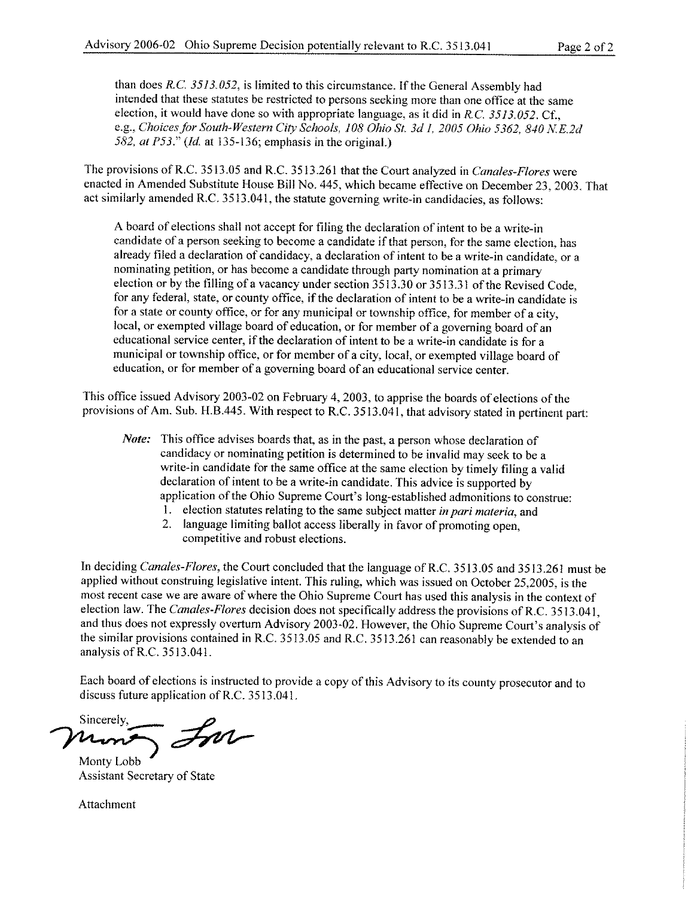than does *R.C. 3513.052*, is limited to this circumstance. If the General Assembly had intended that these statutes be restricted to persons seeking more than one office at the same election, it would have done so with appropriate language, as it did in *R.C. 3513.052*. Cf., e.g., *Choices for South-Western City Schools, 108 Ohio St. 3d 1, 2005 Ohio 5362, 840 N.E.2d 582, at P53*." (*Id.* at 135-136; emphasis in the original.)

The provisions of R.C. 3513.05 and R.C. 3513.261 that the Court analyzed in *Canales-Flores* were enacted in Amended Substitute House Bill No. 445, which became effective on December 23, 2003. That act similarly amended R.C. 3513.041, the statute governing write-in candidacies, as follows:

> A board of elections shall not accept for filing the declaration of intent to be a write-in candidate of a person seeking to become a candidate if that person, for the same election, has already filed a declaration of candidacy, a declaration of intent to be a write-in candidate, or a nominating petition, or has become a candidate through party nomination at a primary election or by the filling of a vacancy under section 3513.30 or 3513.31 of the Revised Code, for any federal, state, or county office, if the declaration of intent to be a write-in candidate is for a state or county office, or for any municipal or township office, for member of a city, local, or exempted village board of education, or for member of a governing board of an educational service center, if the declaration of intent to be a write-in candidate is for a municipal or township office, or for member of a city, local, or exempted village board of education, or for member of a governing board of an educational service center.

This office issued Advisory 2003-02 on February 4, 2003, to apprise the boards of elections of the provisions of Am. Sub. H.B.445. With respect to R.C. 3513.041, that advisory stated in pertinent part:

> ***Note:*** This office advises boards that, as in the past, a person whose declaration of candidacy or nominating petition is determined to be invalid may seek to be a write-in candidate for the same office at the same election by timely filing a valid declaration of intent to be a write-in candidate. This advice is supported by application of the Ohio Supreme Court's long-established admonitions to construe:
>
> 1. election statutes relating to the same subject matter *in pari materia*, and
> 2. language limiting ballot access liberally in favor of promoting open, competitive and robust elections.

In deciding *Canales-Flores*, the Court concluded that the language of R.C. 3513.05 and 3513.261 must be applied without construing legislative intent. This ruling, which was issued on October 25,2005, is the most recent case we are aware of where the Ohio Supreme Court has used this analysis in the context of election law. The *Canales-Flores* decision does not specifically address the provisions of R.C. 3513.041, and thus does not expressly overturn Advisory 2003-02. However, the Ohio Supreme Court's analysis of the similar provisions contained in R.C. 3513.05 and R.C. 3513.261 can reasonably be extended to an analysis of R.C. 3513.041.

Each board of elections is instructed to provide a copy of this Advisory to its county prosecutor and to discuss future application of R.C. 3513.041.

Sincerely,

Monty Lobb
Assistant Secretary of State

Attachment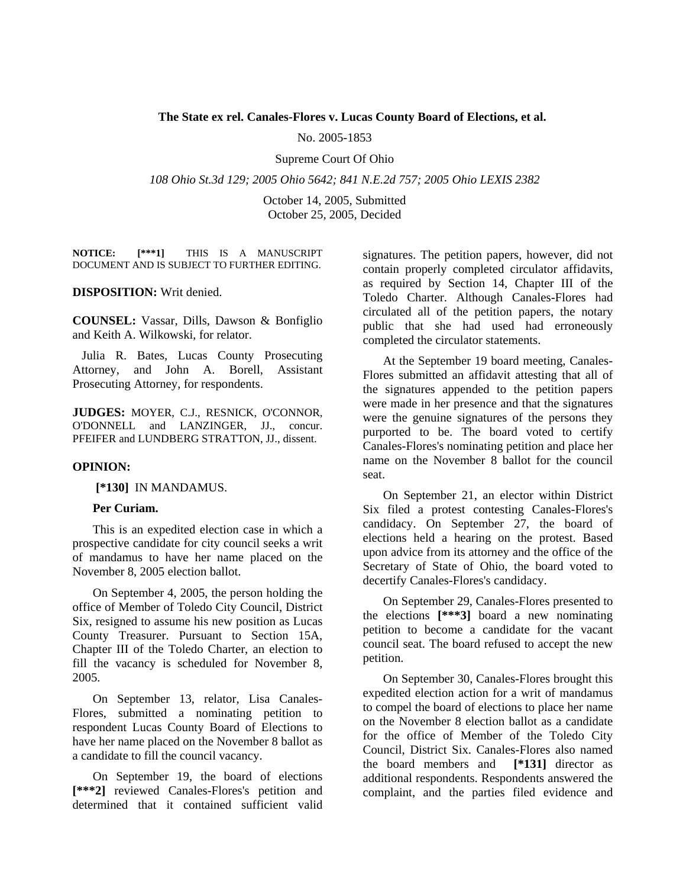**The State ex rel. Canales-Flores v. Lucas County Board of Elections, et al.**

No. 2005-1853

Supreme Court Of Ohio

*108 Ohio St.3d 129; 2005 Ohio 5642; 841 N.E.2d 757; 2005 Ohio LEXIS 2382*

October 14, 2005, Submitted
October 25, 2005, Decided

**NOTICE:** **[***1]** THIS IS A MANUSCRIPT DOCUMENT AND IS SUBJECT TO FURTHER EDITING.

**DISPOSITION:** Writ denied.

**COUNSEL:** Vassar, Dills, Dawson & Bonfiglio and Keith A. Wilkowski, for relator.

Julia R. Bates, Lucas County Prosecuting Attorney, and John A. Borell, Assistant Prosecuting Attorney, for respondents.

**JUDGES:** MOYER, C.J., RESNICK, O'CONNOR, O'DONNELL and LANZINGER, JJ., concur. PFEIFER and LUNDBERG STRATTON, JJ., dissent.

**OPINION:**

**[*130]** IN MANDAMUS.

**Per Curiam.**

This is an expedited election case in which a prospective candidate for city council seeks a writ of mandamus to have her name placed on the November 8, 2005 election ballot.

On September 4, 2005, the person holding the office of Member of Toledo City Council, District Six, resigned to assume his new position as Lucas County Treasurer. Pursuant to Section 15A, Chapter III of the Toledo Charter, an election to fill the vacancy is scheduled for November 8, 2005.

On September 13, relator, Lisa Canales-Flores, submitted a nominating petition to respondent Lucas County Board of Elections to have her name placed on the November 8 ballot as a candidate to fill the council vacancy.

On September 19, the board of elections **[***2]** reviewed Canales-Flores's petition and determined that it contained sufficient valid signatures. The petition papers, however, did not contain properly completed circulator affidavits, as required by Section 14, Chapter III of the Toledo Charter. Although Canales-Flores had circulated all of the petition papers, the notary public that she had used had erroneously completed the circulator statements.

At the September 19 board meeting, Canales-Flores submitted an affidavit attesting that all of the signatures appended to the petition papers were made in her presence and that the signatures were the genuine signatures of the persons they purported to be. The board voted to certify Canales-Flores's nominating petition and place her name on the November 8 ballot for the council seat.

On September 21, an elector within District Six filed a protest contesting Canales-Flores's candidacy. On September 27, the board of elections held a hearing on the protest. Based upon advice from its attorney and the office of the Secretary of State of Ohio, the board voted to decertify Canales-Flores's candidacy.

On September 29, Canales-Flores presented to the elections **[***3]** board a new nominating petition to become a candidate for the vacant council seat. The board refused to accept the new petition.

On September 30, Canales-Flores brought this expedited election action for a writ of mandamus to compel the board of elections to place her name on the November 8 election ballot as a candidate for the office of Member of the Toledo City Council, District Six. Canales-Flores also named the board members and **[*131]** director as additional respondents. Respondents answered the complaint, and the parties filed evidence and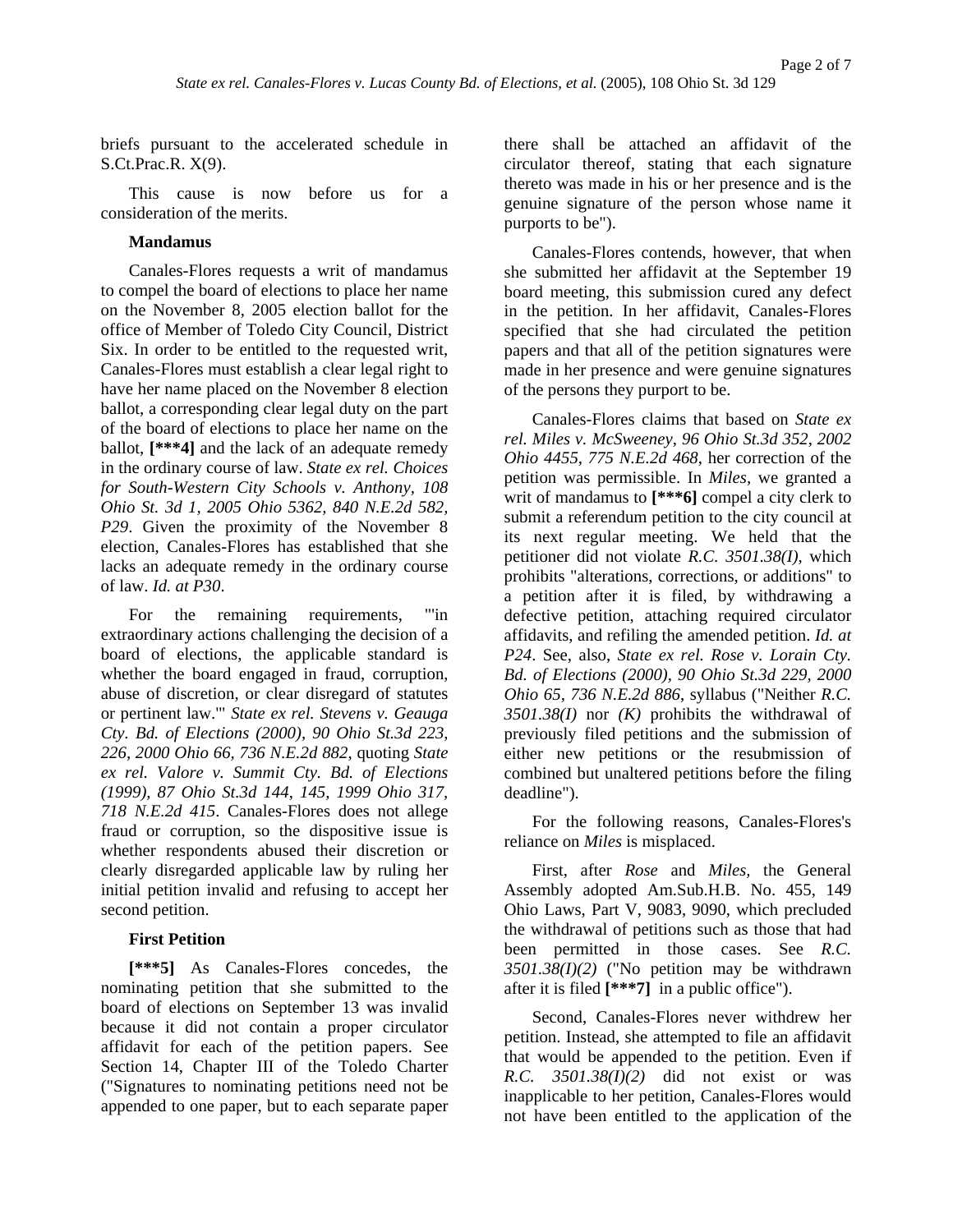briefs pursuant to the accelerated schedule in S.Ct.Prac.R. X(9).

This cause is now before us for a consideration of the merits.

**Mandamus**

Canales-Flores requests a writ of mandamus to compel the board of elections to place her name on the November 8, 2005 election ballot for the office of Member of Toledo City Council, District Six. In order to be entitled to the requested writ, Canales-Flores must establish a clear legal right to have her name placed on the November 8 election ballot, a corresponding clear legal duty on the part of the board of elections to place her name on the ballot, **[\*\*\*4]** and the lack of an adequate remedy in the ordinary course of law. *State ex rel. Choices for South-Western City Schools v. Anthony, 108 Ohio St. 3d 1, 2005 Ohio 5362, 840 N.E.2d 582, P29*. Given the proximity of the November 8 election, Canales-Flores has established that she lacks an adequate remedy in the ordinary course of law. *Id. at P30*.

For the remaining requirements, "'in extraordinary actions challenging the decision of a board of elections, the applicable standard is whether the board engaged in fraud, corruption, abuse of discretion, or clear disregard of statutes or pertinent law.'" *State ex rel. Stevens v. Geauga Cty. Bd. of Elections (2000), 90 Ohio St.3d 223, 226, 2000 Ohio 66, 736 N.E.2d 882*, quoting *State ex rel. Valore v. Summit Cty. Bd. of Elections (1999), 87 Ohio St.3d 144, 145, 1999 Ohio 317, 718 N.E.2d 415*. Canales-Flores does not allege fraud or corruption, so the dispositive issue is whether respondents abused their discretion or clearly disregarded applicable law by ruling her initial petition invalid and refusing to accept her second petition.

**First Petition**

**[\*\*\*5]** As Canales-Flores concedes, the nominating petition that she submitted to the board of elections on September 13 was invalid because it did not contain a proper circulator affidavit for each of the petition papers. See Section 14, Chapter III of the Toledo Charter ("Signatures to nominating petitions need not be appended to one paper, but to each separate paper there shall be attached an affidavit of the circulator thereof, stating that each signature thereto was made in his or her presence and is the genuine signature of the person whose name it purports to be").

Canales-Flores contends, however, that when she submitted her affidavit at the September 19 board meeting, this submission cured any defect in the petition. In her affidavit, Canales-Flores specified that she had circulated the petition papers and that all of the petition signatures were made in her presence and were genuine signatures of the persons they purport to be.

Canales-Flores claims that based on *State ex rel. Miles v. McSweeney, 96 Ohio St.3d 352, 2002 Ohio 4455, 775 N.E.2d 468*, her correction of the petition was permissible. In *Miles*, we granted a writ of mandamus to **[\*\*\*6]** compel a city clerk to submit a referendum petition to the city council at its next regular meeting. We held that the petitioner did not violate *R.C. 3501.38(I)*, which prohibits "alterations, corrections, or additions" to a petition after it is filed, by withdrawing a defective petition, attaching required circulator affidavits, and refiling the amended petition. *Id. at P24*. See, also, *State ex rel. Rose v. Lorain Cty. Bd. of Elections (2000), 90 Ohio St.3d 229, 2000 Ohio 65, 736 N.E.2d 886*, syllabus ("Neither *R.C. 3501.38(I)* nor *(K)* prohibits the withdrawal of previously filed petitions and the submission of either new petitions or the resubmission of combined but unaltered petitions before the filing deadline").

For the following reasons, Canales-Flores's reliance on *Miles* is misplaced.

First, after *Rose* and *Miles*, the General Assembly adopted Am.Sub.H.B. No. 455, 149 Ohio Laws, Part V, 9083, 9090, which precluded the withdrawal of petitions such as those that had been permitted in those cases. See *R.C. 3501.38(I)(2)* ("No petition may be withdrawn after it is filed **[\*\*\*7]** in a public office").

Second, Canales-Flores never withdrew her petition. Instead, she attempted to file an affidavit that would be appended to the petition. Even if *R.C. 3501.38(I)(2)* did not exist or was inapplicable to her petition, Canales-Flores would not have been entitled to the application of the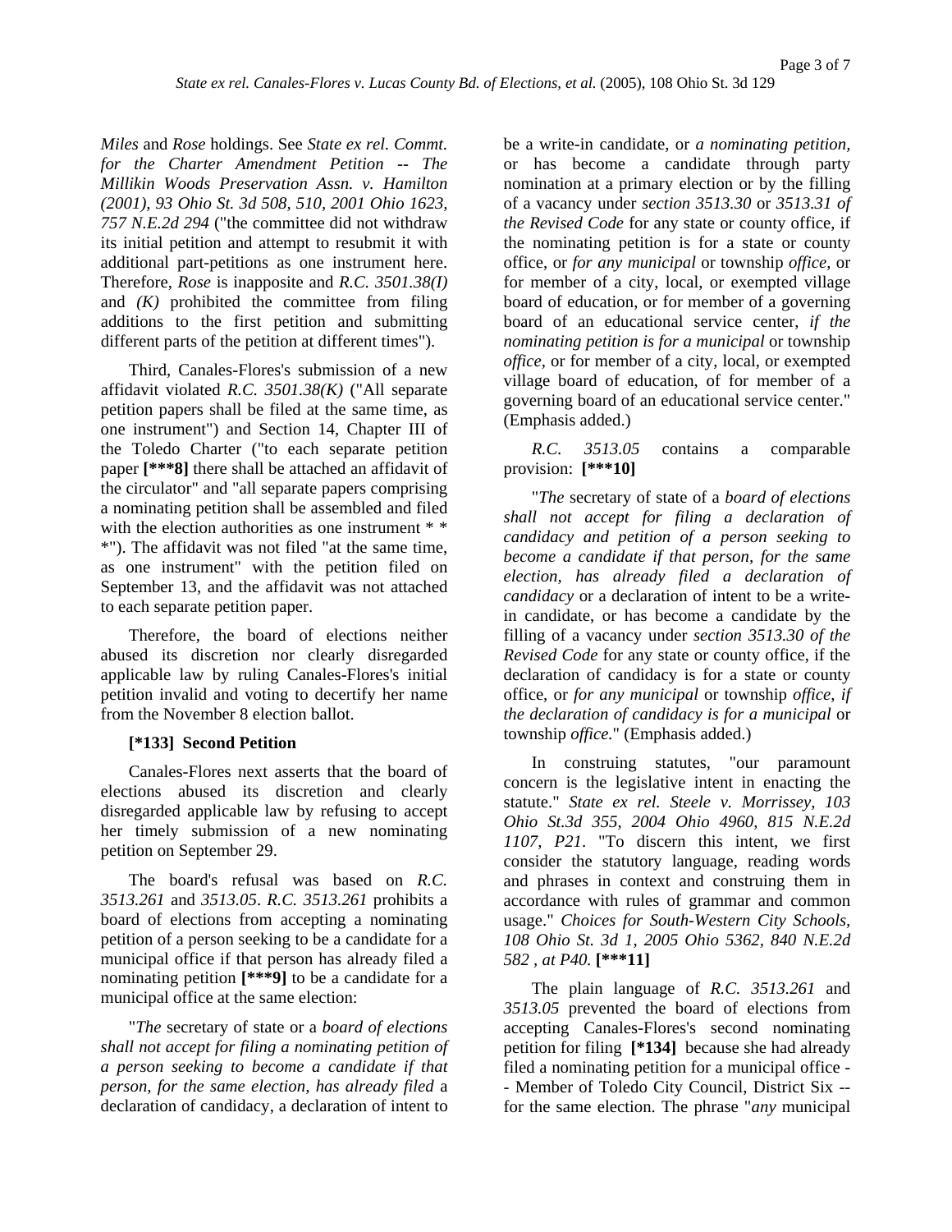*Miles* and *Rose* holdings. See *State ex rel. Commt. for the Charter Amendment Petition -- The Millikin Woods Preservation Assn. v. Hamilton (2001), 93 Ohio St. 3d 508, 510, 2001 Ohio 1623, 757 N.E.2d 294* ("the committee did not withdraw its initial petition and attempt to resubmit it with additional part-petitions as one instrument here. Therefore, *Rose* is inapposite and *R.C. 3501.38(I)* and *(K)* prohibited the committee from filing additions to the first petition and submitting different parts of the petition at different times").

Third, Canales-Flores's submission of a new affidavit violated *R.C. 3501.38(K)* ("All separate petition papers shall be filed at the same time, as one instrument") and Section 14, Chapter III of the Toledo Charter ("to each separate petition paper **[***8]** there shall be attached an affidavit of the circulator" and "all separate papers comprising a nominating petition shall be assembled and filed with the election authorities as one instrument * * *"). The affidavit was not filed "at the same time, as one instrument" with the petition filed on September 13, and the affidavit was not attached to each separate petition paper.

Therefore, the board of elections neither abused its discretion nor clearly disregarded applicable law by ruling Canales-Flores's initial petition invalid and voting to decertify her name from the November 8 election ballot.

**[*133] Second Petition**

Canales-Flores next asserts that the board of elections abused its discretion and clearly disregarded applicable law by refusing to accept her timely submission of a new nominating petition on September 29.

The board's refusal was based on *R.C. 3513.261* and *3513.05*. *R.C. 3513.261* prohibits a board of elections from accepting a nominating petition of a person seeking to be a candidate for a municipal office if that person has already filed a nominating petition **[***9]** to be a candidate for a municipal office at the same election:

"*The* secretary of state or a *board of elections shall not accept for filing a nominating petition of a person seeking to become a candidate if that person, for the same election, has already filed* a declaration of candidacy, a declaration of intent to be a write-in candidate, or *a nominating petition*, or has become a candidate through party nomination at a primary election or by the filling of a vacancy under *section 3513.30* or *3513.31 of the Revised Code* for any state or county office, if the nominating petition is for a state or county office, or *for any municipal* or township *office*, or for member of a city, local, or exempted village board of education, or for member of a governing board of an educational service center, *if the nominating petition is for a municipal* or township *office*, or for member of a city, local, or exempted village board of education, of for member of a governing board of an educational service center." (Emphasis added.)

*R.C. 3513.05* contains a comparable provision: **[***10]**

"*The* secretary of state of a *board of elections shall not accept for filing a declaration of candidacy and petition of a person seeking to become a candidate if that person, for the same election, has already filed a declaration of candidacy* or a declaration of intent to be a write-in candidate, or has become a candidate by the filling of a vacancy under *section 3513.30 of the Revised Code* for any state or county office, if the declaration of candidacy is for a state or county office, or *for any municipal* or township *office, if the declaration of candidacy is for a municipal* or township *office.*" (Emphasis added.)

In construing statutes, "our paramount concern is the legislative intent in enacting the statute." *State ex rel. Steele v. Morrissey, 103 Ohio St.3d 355, 2004 Ohio 4960, 815 N.E.2d 1107, P21*. "To discern this intent, we first consider the statutory language, reading words and phrases in context and construing them in accordance with rules of grammar and common usage." *Choices for South-Western City Schools, 108 Ohio St. 3d 1, 2005 Ohio 5362, 840 N.E.2d 582 , at P40.* **[***11]**

The plain language of *R.C. 3513.261* and *3513.05* prevented the board of elections from accepting Canales-Flores's second nominating petition for filing **[*134]** because she had already filed a nominating petition for a municipal office -- Member of Toledo City Council, District Six -- for the same election. The phrase "*any* municipal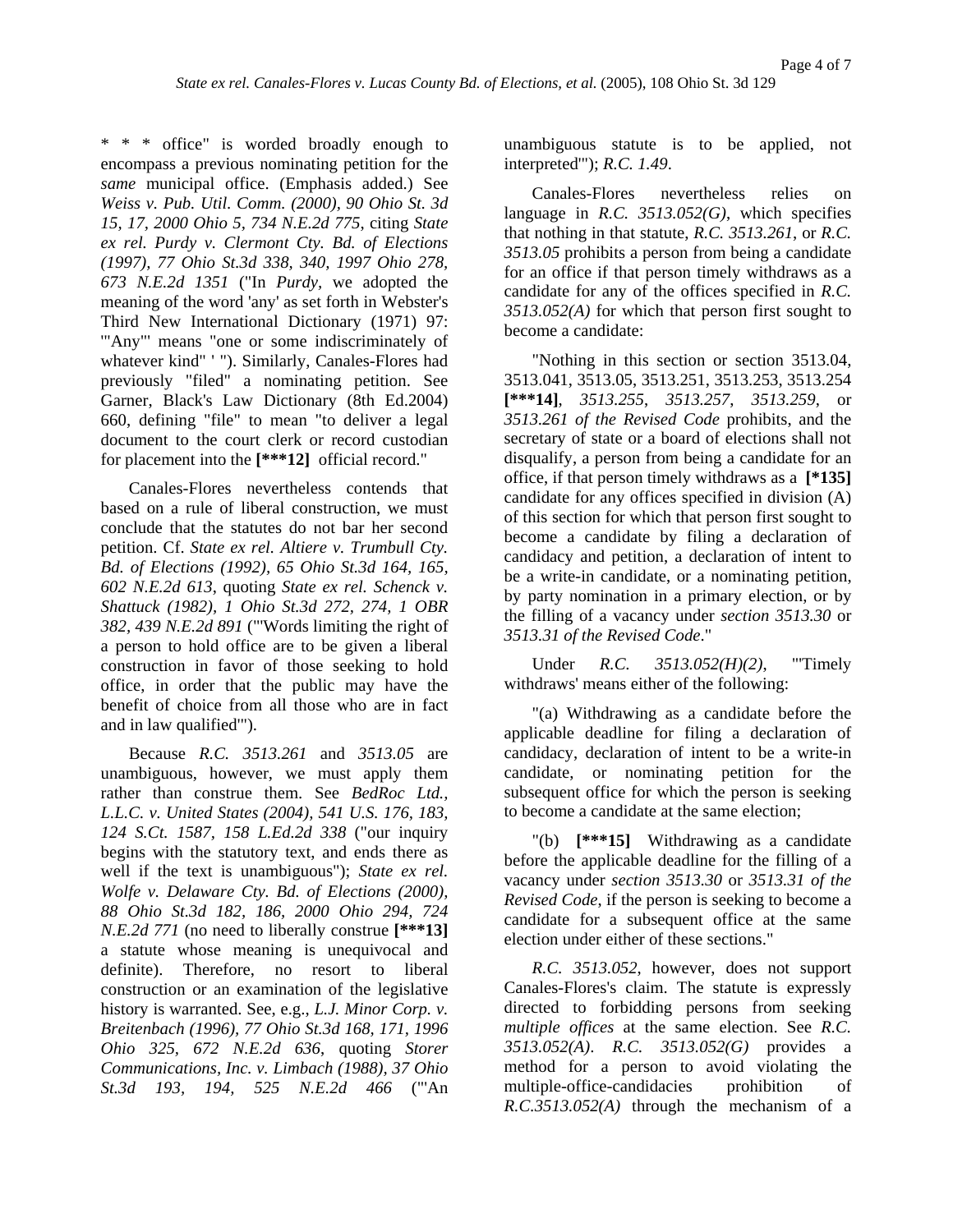* * * office" is worded broadly enough to encompass a previous nominating petition for the *same* municipal office. (Emphasis added.) See *Weiss v. Pub. Util. Comm. (2000), 90 Ohio St. 3d 15, 17, 2000 Ohio 5, 734 N.E.2d 775*, citing *State ex rel. Purdy v. Clermont Cty. Bd. of Elections (1997), 77 Ohio St.3d 338, 340, 1997 Ohio 278, 673 N.E.2d 1351* ("In *Purdy*, we adopted the meaning of the word 'any' as set forth in Webster's Third New International Dictionary (1971) 97: '"Any"' means "one or some indiscriminately of whatever kind" ' "). Similarly, Canales-Flores had previously "filed" a nominating petition. See Garner, Black's Law Dictionary (8th Ed.2004) 660, defining "file" to mean "to deliver a legal document to the court clerk or record custodian for placement into the **[***12]** official record."

Canales-Flores nevertheless contends that based on a rule of liberal construction, we must conclude that the statutes do not bar her second petition. Cf. *State ex rel. Altiere v. Trumbull Cty. Bd. of Elections (1992), 65 Ohio St.3d 164, 165, 602 N.E.2d 613*, quoting *State ex rel. Schenck v. Shattuck (1982), 1 Ohio St.3d 272, 274, 1 OBR 382, 439 N.E.2d 891* ("'Words limiting the right of a person to hold office are to be given a liberal construction in favor of those seeking to hold office, in order that the public may have the benefit of choice from all those who are in fact and in law qualified'").

Because *R.C. 3513.261* and *3513.05* are unambiguous, however, we must apply them rather than construe them. See *BedRoc Ltd., L.L.C. v. United States (2004), 541 U.S. 176, 183, 124 S.Ct. 1587, 158 L.Ed.2d 338* ("our inquiry begins with the statutory text, and ends there as well if the text is unambiguous"); *State ex rel. Wolfe v. Delaware Cty. Bd. of Elections (2000), 88 Ohio St.3d 182, 186, 2000 Ohio 294, 724 N.E.2d 771* (no need to liberally construe **[***13]** a statute whose meaning is unequivocal and definite). Therefore, no resort to liberal construction or an examination of the legislative history is warranted. See, e.g., *L.J. Minor Corp. v. Breitenbach (1996), 77 Ohio St.3d 168, 171, 1996 Ohio 325, 672 N.E.2d 636*, quoting *Storer Communications, Inc. v. Limbach (1988), 37 Ohio St.3d 193, 194, 525 N.E.2d 466* ("'An unambiguous statute is to be applied, not interpreted'"); *R.C. 1.49*.

Canales-Flores nevertheless relies on language in *R.C. 3513.052(G)*, which specifies that nothing in that statute, *R.C. 3513.261*, or *R.C. 3513.05* prohibits a person from being a candidate for an office if that person timely withdraws as a candidate for any of the offices specified in *R.C. 3513.052(A)* for which that person first sought to become a candidate:

"Nothing in this section or section 3513.04, 3513.041, 3513.05, 3513.251, 3513.253, 3513.254 **[***14]**, *3513.255*, *3513.257*, *3513.259*, or *3513.261 of the Revised Code* prohibits, and the secretary of state or a board of elections shall not disqualify, a person from being a candidate for an office, if that person timely withdraws as a **[*135]** candidate for any offices specified in division (A) of this section for which that person first sought to become a candidate by filing a declaration of candidacy and petition, a declaration of intent to be a write-in candidate, or a nominating petition, by party nomination in a primary election, or by the filling of a vacancy under *section 3513.30* or *3513.31 of the Revised Code*."

Under *R.C. 3513.052(H)(2)*, "'Timely withdraws' means either of the following:

"(a) Withdrawing as a candidate before the applicable deadline for filing a declaration of candidacy, declaration of intent to be a write-in candidate, or nominating petition for the subsequent office for which the person is seeking to become a candidate at the same election;

"(b) **[***15]** Withdrawing as a candidate before the applicable deadline for the filling of a vacancy under *section 3513.30* or *3513.31 of the Revised Code*, if the person is seeking to become a candidate for a subsequent office at the same election under either of these sections."

*R.C. 3513.052*, however, does not support Canales-Flores's claim. The statute is expressly directed to forbidding persons from seeking *multiple offices* at the same election. See *R.C. 3513.052(A)*. *R.C. 3513.052(G)* provides a method for a person to avoid violating the multiple-office-candidacies prohibition of *R.C.3513.052(A)* through the mechanism of a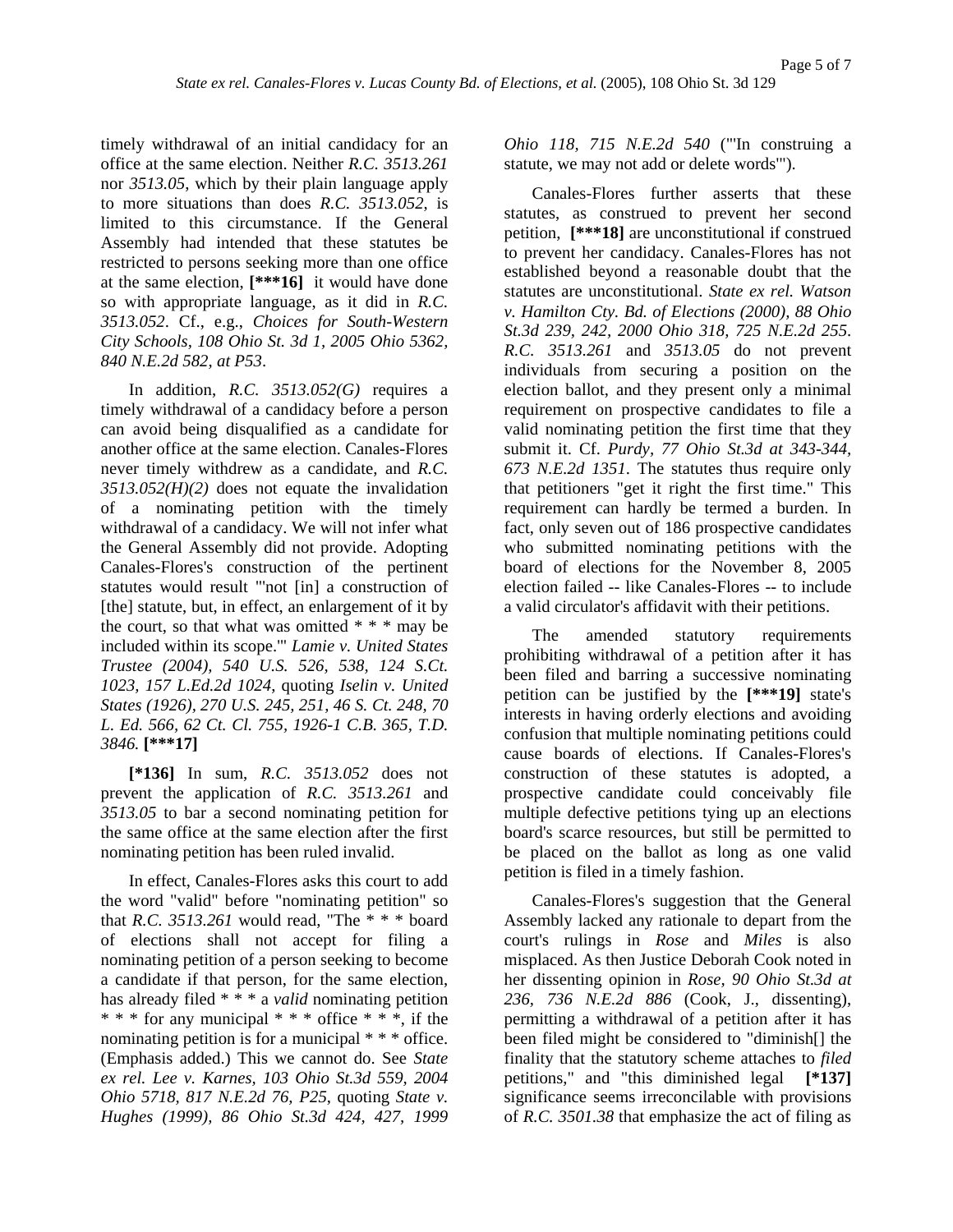timely withdrawal of an initial candidacy for an office at the same election. Neither *R.C. 3513.261* nor *3513.05*, which by their plain language apply to more situations than does *R.C. 3513.052*, is limited to this circumstance. If the General Assembly had intended that these statutes be restricted to persons seeking more than one office at the same election, **[***16]** it would have done so with appropriate language, as it did in *R.C. 3513.052*. Cf., e.g., *Choices for South-Western City Schools, 108 Ohio St. 3d 1, 2005 Ohio 5362, 840 N.E.2d 582, at P53*.

In addition, *R.C. 3513.052(G)* requires a timely withdrawal of a candidacy before a person can avoid being disqualified as a candidate for another office at the same election. Canales-Flores never timely withdrew as a candidate, and *R.C. 3513.052(H)(2)* does not equate the invalidation of a nominating petition with the timely withdrawal of a candidacy. We will not infer what the General Assembly did not provide. Adopting Canales-Flores's construction of the pertinent statutes would result "'not [in] a construction of [the] statute, but, in effect, an enlargement of it by the court, so that what was omitted * * * may be included within its scope.'" *Lamie v. United States Trustee (2004), 540 U.S. 526, 538, 124 S.Ct. 1023, 157 L.Ed.2d 1024*, quoting *Iselin v. United States (1926), 270 U.S. 245, 251, 46 S. Ct. 248, 70 L. Ed. 566, 62 Ct. Cl. 755, 1926-1 C.B. 365, T.D. 3846.* **[***17]**

**[*136]** In sum, *R.C. 3513.052* does not prevent the application of *R.C. 3513.261* and *3513.05* to bar a second nominating petition for the same office at the same election after the first nominating petition has been ruled invalid.

In effect, Canales-Flores asks this court to add the word "valid" before "nominating petition" so that *R.C. 3513.261* would read, "The * * * board of elections shall not accept for filing a nominating petition of a person seeking to become a candidate if that person, for the same election, has already filed * * * a *valid* nominating petition * * * for any municipal * * * office * * *, if the nominating petition is for a municipal * * * office. (Emphasis added.) This we cannot do. See *State ex rel. Lee v. Karnes, 103 Ohio St.3d 559, 2004 Ohio 5718, 817 N.E.2d 76, P25*, quoting *State v. Hughes (1999), 86 Ohio St.3d 424, 427, 1999 Ohio 118, 715 N.E.2d 540* ("'In construing a statute, we may not add or delete words'").

Canales-Flores further asserts that these statutes, as construed to prevent her second petition, **[***18]** are unconstitutional if construed to prevent her candidacy. Canales-Flores has not established beyond a reasonable doubt that the statutes are unconstitutional. *State ex rel. Watson v. Hamilton Cty. Bd. of Elections (2000), 88 Ohio St.3d 239, 242, 2000 Ohio 318, 725 N.E.2d 255*. *R.C. 3513.261* and *3513.05* do not prevent individuals from securing a position on the election ballot, and they present only a minimal requirement on prospective candidates to file a valid nominating petition the first time that they submit it. Cf. *Purdy, 77 Ohio St.3d at 343-344, 673 N.E.2d 1351*. The statutes thus require only that petitioners "get it right the first time." This requirement can hardly be termed a burden. In fact, only seven out of 186 prospective candidates who submitted nominating petitions with the board of elections for the November 8, 2005 election failed -- like Canales-Flores -- to include a valid circulator's affidavit with their petitions.

The amended statutory requirements prohibiting withdrawal of a petition after it has been filed and barring a successive nominating petition can be justified by the **[***19]** state's interests in having orderly elections and avoiding confusion that multiple nominating petitions could cause boards of elections. If Canales-Flores's construction of these statutes is adopted, a prospective candidate could conceivably file multiple defective petitions tying up an elections board's scarce resources, but still be permitted to be placed on the ballot as long as one valid petition is filed in a timely fashion.

Canales-Flores's suggestion that the General Assembly lacked any rationale to depart from the court's rulings in *Rose* and *Miles* is also misplaced. As then Justice Deborah Cook noted in her dissenting opinion in *Rose, 90 Ohio St.3d at 236, 736 N.E.2d 886* (Cook, J., dissenting), permitting a withdrawal of a petition after it has been filed might be considered to "diminish[] the finality that the statutory scheme attaches to *filed* petitions," and "this diminished legal **[*137]** significance seems irreconcilable with provisions of *R.C. 3501.38* that emphasize the act of filing as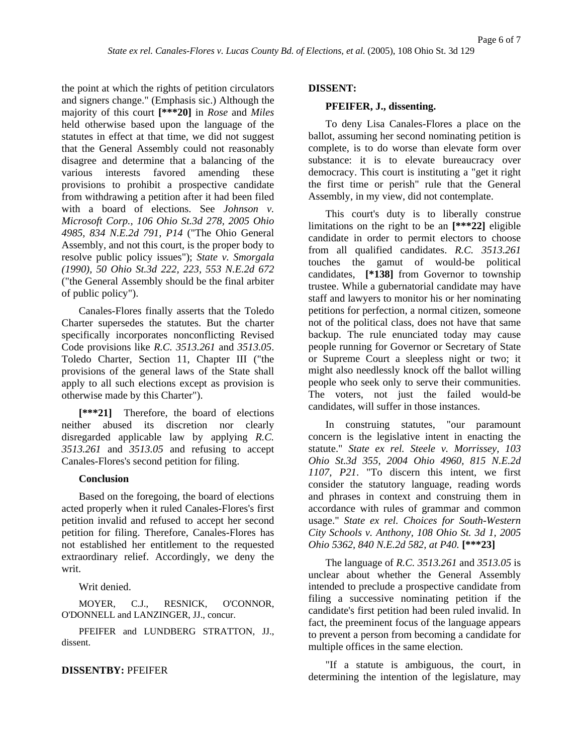the point at which the rights of petition circulators and signers change." (Emphasis sic.) Although the majority of this court **[***20]** in *Rose* and *Miles* held otherwise based upon the language of the statutes in effect at that time, we did not suggest that the General Assembly could not reasonably disagree and determine that a balancing of the various interests favored amending these provisions to prohibit a prospective candidate from withdrawing a petition after it had been filed with a board of elections. See *Johnson v. Microsoft Corp., 106 Ohio St.3d 278, 2005 Ohio 4985, 834 N.E.2d 791, P14* ("The Ohio General Assembly, and not this court, is the proper body to resolve public policy issues"); *State v. Smorgala (1990), 50 Ohio St.3d 222, 223, 553 N.E.2d 672* ("the General Assembly should be the final arbiter of public policy").

Canales-Flores finally asserts that the Toledo Charter supersedes the statutes. But the charter specifically incorporates nonconflicting Revised Code provisions like *R.C. 3513.261* and *3513.05*. Toledo Charter, Section 11, Chapter III ("the provisions of the general laws of the State shall apply to all such elections except as provision is otherwise made by this Charter").

**[***21]** Therefore, the board of elections neither abused its discretion nor clearly disregarded applicable law by applying *R.C. 3513.261* and *3513.05* and refusing to accept Canales-Flores's second petition for filing.

**Conclusion**

Based on the foregoing, the board of elections acted properly when it ruled Canales-Flores's first petition invalid and refused to accept her second petition for filing. Therefore, Canales-Flores has not established her entitlement to the requested extraordinary relief. Accordingly, we deny the writ.

Writ denied.

MOYER, C.J., RESNICK, O'CONNOR, O'DONNELL and LANZINGER, JJ., concur.

PFEIFER and LUNDBERG STRATTON, JJ., dissent.

**DISSENTBY:** PFEIFER

**DISSENT:**

**PFEIFER, J., dissenting.**

To deny Lisa Canales-Flores a place on the ballot, assuming her second nominating petition is complete, is to do worse than elevate form over substance: it is to elevate bureaucracy over democracy. This court is instituting a "get it right the first time or perish" rule that the General Assembly, in my view, did not contemplate.

This court's duty is to liberally construe limitations on the right to be an **[***22]** eligible candidate in order to permit electors to choose from all qualified candidates. *R.C. 3513.261* touches the gamut of would-be political candidates, **[*138]** from Governor to township trustee. While a gubernatorial candidate may have staff and lawyers to monitor his or her nominating petitions for perfection, a normal citizen, someone not of the political class, does not have that same backup. The rule enunciated today may cause people running for Governor or Secretary of State or Supreme Court a sleepless night or two; it might also needlessly knock off the ballot willing people who seek only to serve their communities. The voters, not just the failed would-be candidates, will suffer in those instances.

In construing statutes, "our paramount concern is the legislative intent in enacting the statute." *State ex rel. Steele v. Morrissey, 103 Ohio St.3d 355, 2004 Ohio 4960, 815 N.E.2d 1107, P21*. "To discern this intent, we first consider the statutory language, reading words and phrases in context and construing them in accordance with rules of grammar and common usage." *State ex rel. Choices for South-Western City Schools v. Anthony, 108 Ohio St. 3d 1, 2005 Ohio 5362, 840 N.E.2d 582, at P40.* **[***23]**

The language of *R.C. 3513.261* and *3513.05* is unclear about whether the General Assembly intended to preclude a prospective candidate from filing a successive nominating petition if the candidate's first petition had been ruled invalid. In fact, the preeminent focus of the language appears to prevent a person from becoming a candidate for multiple offices in the same election.

"If a statute is ambiguous, the court, in determining the intention of the legislature, may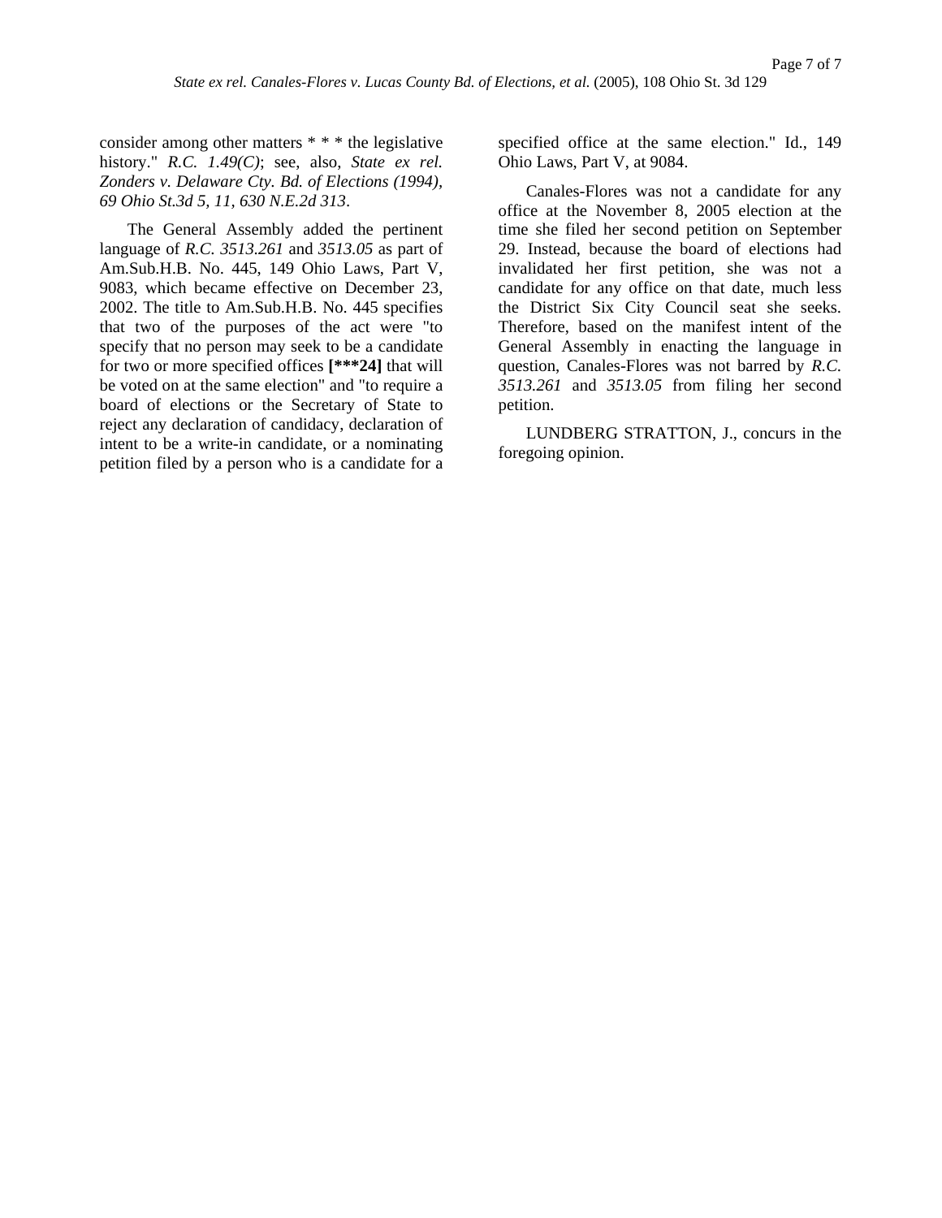consider among other matters * * * the legislative history." *R.C. 1.49(C)*; see, also, *State ex rel. Zonders v. Delaware Cty. Bd. of Elections (1994), 69 Ohio St.3d 5, 11, 630 N.E.2d 313*.

The General Assembly added the pertinent language of *R.C. 3513.261* and *3513.05* as part of Am.Sub.H.B. No. 445, 149 Ohio Laws, Part V, 9083, which became effective on December 23, 2002. The title to Am.Sub.H.B. No. 445 specifies that two of the purposes of the act were "to specify that no person may seek to be a candidate for two or more specified offices **[***24]** that will be voted on at the same election" and "to require a board of elections or the Secretary of State to reject any declaration of candidacy, declaration of intent to be a write-in candidate, or a nominating petition filed by a person who is a candidate for a specified office at the same election." Id., 149 Ohio Laws, Part V, at 9084.

Canales-Flores was not a candidate for any office at the November 8, 2005 election at the time she filed her second petition on September 29. Instead, because the board of elections had invalidated her first petition, she was not a candidate for any office on that date, much less the District Six City Council seat she seeks. Therefore, based on the manifest intent of the General Assembly in enacting the language in question, Canales-Flores was not barred by *R.C. 3513.261* and *3513.05* from filing her second petition.

LUNDBERG STRATTON, J., concurs in the foregoing opinion.